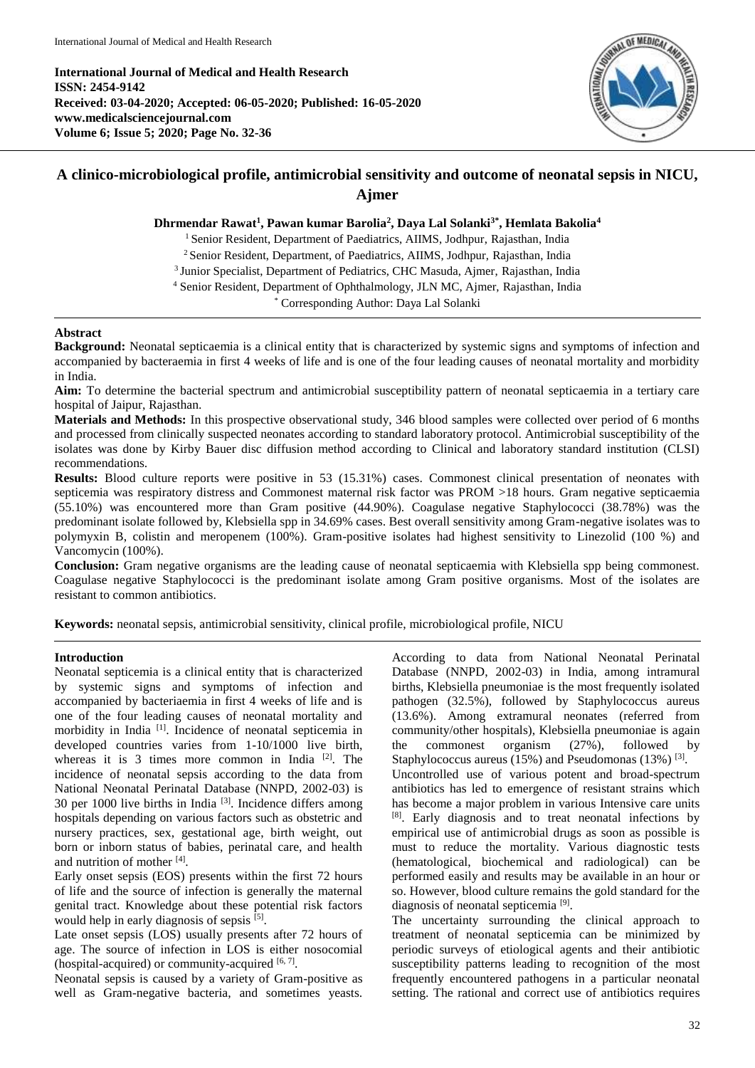**International Journal of Medical and Health Research**
**ISSN: 2454-9142**
**Received: 03-04-2020; Accepted: 06-05-2020; Published: 16-05-2020**
**www.medicalsciencejournal.com**
**Volume 6; Issue 5; 2020; Page No. 32-36**

# A clinico-microbiological profile, antimicrobial sensitivity and outcome of neonatal sepsis in NICU, Ajmer

**Dhrmendar Rawat[1], Pawan kumar Barolia[2], Daya Lal Solanki[3*], Hemlata Bakolia[4]**

[1] Senior Resident, Department of Paediatrics, AIIMS, Jodhpur, Rajasthan, India
[2] Senior Resident, Department, of Paediatrics, AIIMS, Jodhpur, Rajasthan, India
[3] Junior Specialist, Department of Pediatrics, CHC Masuda, Ajmer, Rajasthan, India
[4] Senior Resident, Department of Ophthalmology, JLN MC, Ajmer, Rajasthan, India
[*] Corresponding Author: Daya Lal Solanki

## Abstract

**Background:** Neonatal septicaemia is a clinical entity that is characterized by systemic signs and symptoms of infection and accompanied by bacteraemia in first 4 weeks of life and is one of the four leading causes of neonatal mortality and morbidity in India.

**Aim:** To determine the bacterial spectrum and antimicrobial susceptibility pattern of neonatal septicaemia in a tertiary care hospital of Jaipur, Rajasthan.

**Materials and Methods:** In this prospective observational study, 346 blood samples were collected over period of 6 months and processed from clinically suspected neonates according to standard laboratory protocol. Antimicrobial susceptibility of the isolates was done by Kirby Bauer disc diffusion method according to Clinical and laboratory standard institution (CLSI) recommendations.

**Results:** Blood culture reports were positive in 53 (15.31%) cases. Commonest clinical presentation of neonates with septicemia was respiratory distress and Commonest maternal risk factor was PROM >18 hours. Gram negative septicaemia (55.10%) was encountered more than Gram positive (44.90%). Coagulase negative Staphylococci (38.78%) was the predominant isolate followed by, Klebsiella spp in 34.69% cases. Best overall sensitivity among Gram-negative isolates was to polymyxin B, colistin and meropenem (100%). Gram-positive isolates had highest sensitivity to Linezolid (100 %) and Vancomycin (100%).

**Conclusion:** Gram negative organisms are the leading cause of neonatal septicaemia with Klebsiella spp being commonest. Coagulase negative Staphylococci is the predominant isolate among Gram positive organisms. Most of the isolates are resistant to common antibiotics.

**Keywords:** neonatal sepsis, antimicrobial sensitivity, clinical profile, microbiological profile, NICU

## Introduction

Neonatal septicemia is a clinical entity that is characterized by systemic signs and symptoms of infection and accompanied by bacteriaemia in first 4 weeks of life and is one of the four leading causes of neonatal mortality and morbidity in India [1]. Incidence of neonatal septicemia in developed countries varies from 1-10/1000 live birth, whereas it is 3 times more common in India [2]. The incidence of neonatal sepsis according to the data from National Neonatal Perinatal Database (NNPD, 2002-03) is 30 per 1000 live births in India [3]. Incidence differs among hospitals depending on various factors such as obstetric and nursery practices, sex, gestational age, birth weight, out born or inborn status of babies, perinatal care, and health and nutrition of mother [4].

Early onset sepsis (EOS) presents within the first 72 hours of life and the source of infection is generally the maternal genital tract. Knowledge about these potential risk factors would help in early diagnosis of sepsis [5].

Late onset sepsis (LOS) usually presents after 72 hours of age. The source of infection in LOS is either nosocomial (hospital-acquired) or community-acquired [6, 7].

Neonatal sepsis is caused by a variety of Gram-positive as well as Gram-negative bacteria, and sometimes yeasts. According to data from National Neonatal Perinatal Database (NNPD, 2002-03) in India, among intramural births, Klebsiella pneumoniae is the most frequently isolated pathogen (32.5%), followed by Staphylococcus aureus (13.6%). Among extramural neonates (referred from community/other hospitals), Klebsiella pneumoniae is again the commonest organism (27%), followed by Staphylococcus aureus (15%) and Pseudomonas (13%) [3].

Uncontrolled use of various potent and broad-spectrum antibiotics has led to emergence of resistant strains which has become a major problem in various Intensive care units [8]. Early diagnosis and to treat neonatal infections by empirical use of antimicrobial drugs as soon as possible is must to reduce the mortality. Various diagnostic tests (hematological, biochemical and radiological) can be performed easily and results may be available in an hour or so. However, blood culture remains the gold standard for the diagnosis of neonatal septicemia [9].

The uncertainty surrounding the clinical approach to treatment of neonatal septicemia can be minimized by periodic surveys of etiological agents and their antibiotic susceptibility patterns leading to recognition of the most frequently encountered pathogens in a particular neonatal setting. The rational and correct use of antibiotics requires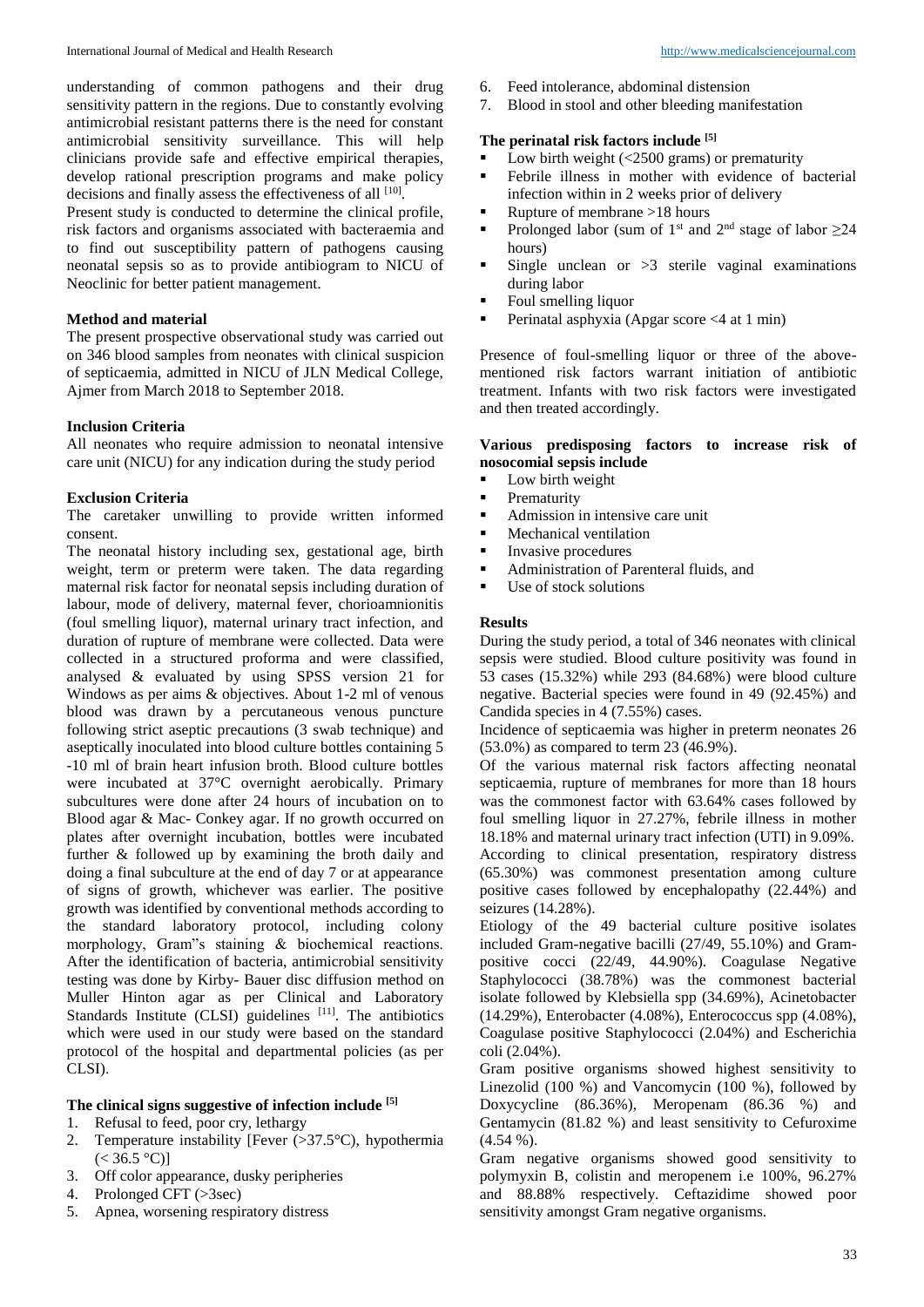understanding of common pathogens and their drug sensitivity pattern in the regions. Due to constantly evolving antimicrobial resistant patterns there is the need for constant antimicrobial sensitivity surveillance. This will help clinicians provide safe and effective empirical therapies, develop rational prescription programs and make policy decisions and finally assess the effectiveness of all [10].

Present study is conducted to determine the clinical profile, risk factors and organisms associated with bacteraemia and to find out susceptibility pattern of pathogens causing neonatal sepsis so as to provide antibiogram to NICU of Neoclinic for better patient management.

**Method and material**

The present prospective observational study was carried out on 346 blood samples from neonates with clinical suspicion of septicaemia, admitted in NICU of JLN Medical College, Ajmer from March 2018 to September 2018.

**Inclusion Criteria**

All neonates who require admission to neonatal intensive care unit (NICU) for any indication during the study period

**Exclusion Criteria**

The caretaker unwilling to provide written informed consent.

The neonatal history including sex, gestational age, birth weight, term or preterm were taken. The data regarding maternal risk factor for neonatal sepsis including duration of labour, mode of delivery, maternal fever, chorioamnionitis (foul smelling liquor), maternal urinary tract infection, and duration of rupture of membrane were collected. Data were collected in a structured proforma and were classified, analysed & evaluated by using SPSS version 21 for Windows as per aims & objectives. About 1-2 ml of venous blood was drawn by a percutaneous venous puncture following strict aseptic precautions (3 swab technique) and aseptically inoculated into blood culture bottles containing 5 -10 ml of brain heart infusion broth. Blood culture bottles were incubated at 37°C overnight aerobically. Primary subcultures were done after 24 hours of incubation on to Blood agar & Mac- Conkey agar. If no growth occurred on plates after overnight incubation, bottles were incubated further & followed up by examining the broth daily and doing a final subculture at the end of day 7 or at appearance of signs of growth, whichever was earlier. The positive growth was identified by conventional methods according to the standard laboratory protocol, including colony morphology, Gram"s staining & biochemical reactions. After the identification of bacteria, antimicrobial sensitivity testing was done by Kirby- Bauer disc diffusion method on Muller Hinton agar as per Clinical and Laboratory Standards Institute (CLSI) guidelines [11]. The antibiotics which were used in our study were based on the standard protocol of the hospital and departmental policies (as per CLSI).

**The clinical signs suggestive of infection include [5]**

1. Refusal to feed, poor cry, lethargy
2. Temperature instability [Fever (>37.5°C), hypothermia (< 36.5 °C)]
3. Off color appearance, dusky peripheries
4. Prolonged CFT (>3sec)
5. Apnea, worsening respiratory distress
6. Feed intolerance, abdominal distension
7. Blood in stool and other bleeding manifestation

**The perinatal risk factors include [5]**

- Low birth weight (<2500 grams) or prematurity
- Febrile illness in mother with evidence of bacterial infection within in 2 weeks prior of delivery
- Rupture of membrane >18 hours
- Prolonged labor (sum of 1st and 2nd stage of labor ≥24 hours)
- Single unclean or >3 sterile vaginal examinations during labor
- Foul smelling liquor
- Perinatal asphyxia (Apgar score <4 at 1 min)

Presence of foul-smelling liquor or three of the above-mentioned risk factors warrant initiation of antibiotic treatment. Infants with two risk factors were investigated and then treated accordingly.

**Various predisposing factors to increase risk of nosocomial sepsis include**

- Low birth weight
- Prematurity
- Admission in intensive care unit
- Mechanical ventilation
- Invasive procedures
- Administration of Parenteral fluids, and
- Use of stock solutions

**Results**

During the study period, a total of 346 neonates with clinical sepsis were studied. Blood culture positivity was found in 53 cases (15.32%) while 293 (84.68%) were blood culture negative. Bacterial species were found in 49 (92.45%) and Candida species in 4 (7.55%) cases.

Incidence of septicaemia was higher in preterm neonates 26 (53.0%) as compared to term 23 (46.9%).

Of the various maternal risk factors affecting neonatal septicaemia, rupture of membranes for more than 18 hours was the commonest factor with 63.64% cases followed by foul smelling liquor in 27.27%, febrile illness in mother 18.18% and maternal urinary tract infection (UTI) in 9.09%.

According to clinical presentation, respiratory distress (65.30%) was commonest presentation among culture positive cases followed by encephalopathy (22.44%) and seizures (14.28%).

Etiology of the 49 bacterial culture positive isolates included Gram-negative bacilli (27/49, 55.10%) and Gram-positive cocci (22/49, 44.90%). Coagulase Negative Staphylococci (38.78%) was the commonest bacterial isolate followed by Klebsiella spp (34.69%), Acinetobacter (14.29%), Enterobacter (4.08%), Enterococcus spp (4.08%), Coagulase positive Staphylococci (2.04%) and Escherichia coli (2.04%).

Gram positive organisms showed highest sensitivity to Linezolid (100 %) and Vancomycin (100 %), followed by Doxycycline (86.36%), Meropenam (86.36 %) and Gentamycin (81.82 %) and least sensitivity to Cefuroxime (4.54 %).

Gram negative organisms showed good sensitivity to polymyxin B, colistin and meropenem i.e 100%, 96.27% and 88.88% respectively. Ceftazidime showed poor sensitivity amongst Gram negative organisms.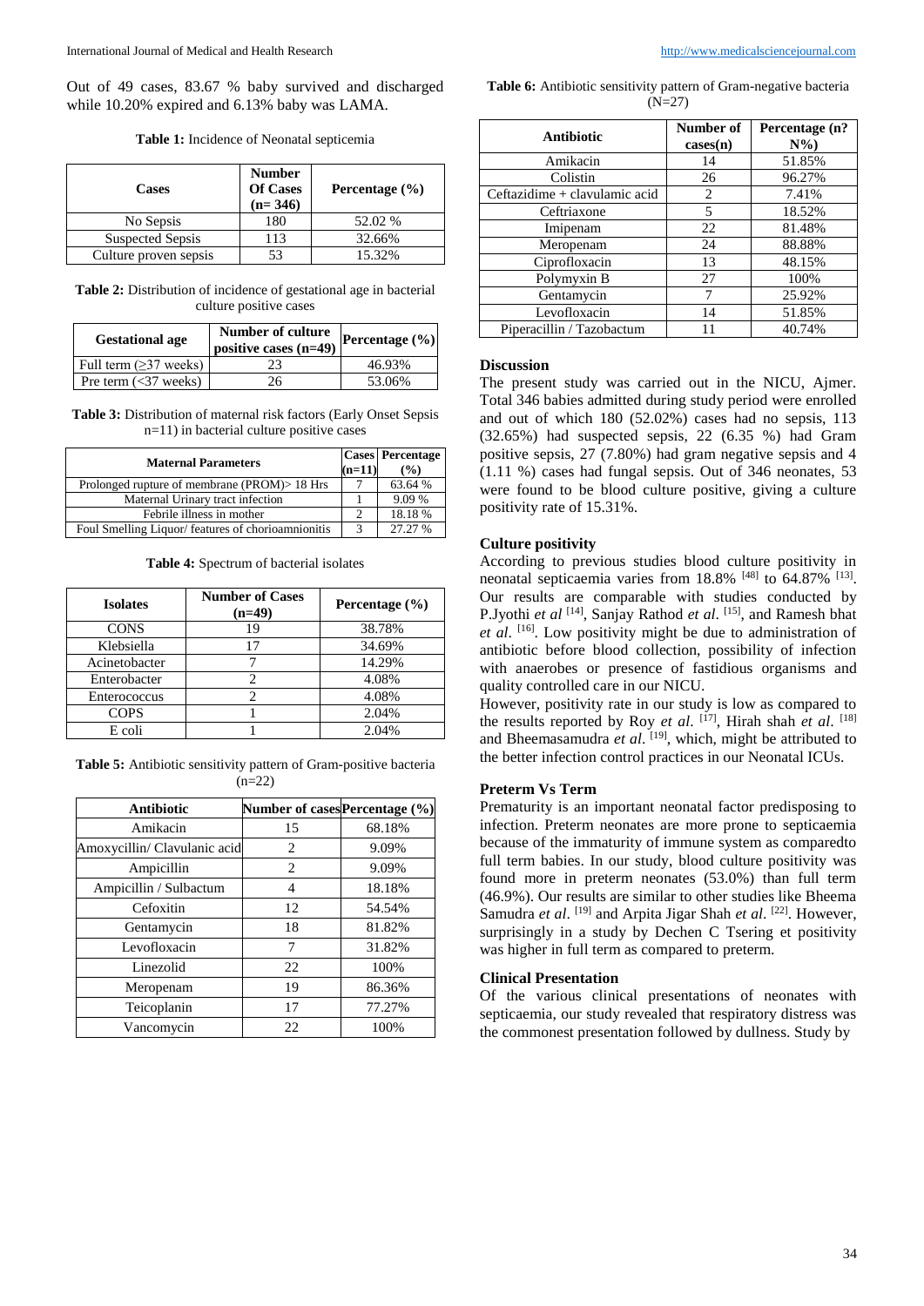Out of 49 cases, 83.67 % baby survived and discharged while 10.20% expired and 6.13% baby was LAMA.

**Table 1:** Incidence of Neonatal septicemia

| Cases | Number Of Cases (n= 346) | Percentage (%) |
|---|---|---|
| No Sepsis | 180 | 52.02 % |
| Suspected Sepsis | 113 | 32.66% |
| Culture proven sepsis | 53 | 15.32% |

**Table 2:** Distribution of incidence of gestational age in bacterial culture positive cases

| Gestational age | Number of culture positive cases (n=49) | Percentage (%) |
|---|---|---|
| Full term (≥37 weeks) | 23 | 46.93% |
| Pre term (<37 weeks) | 26 | 53.06% |

**Table 3:** Distribution of maternal risk factors (Early Onset Sepsis n=11) in bacterial culture positive cases

| Maternal Parameters | Cases (n=11) | Percentage (%) |
|---|---|---|
| Prolonged rupture of membrane (PROM)> 18 Hrs | 7 | 63.64 % |
| Maternal Urinary tract infection | 1 | 9.09 % |
| Febrile illness in mother | 2 | 18.18 % |
| Foul Smelling Liquor/ features of chorioamnionitis | 3 | 27.27 % |

**Table 4:** Spectrum of bacterial isolates

| Isolates | Number of Cases (n=49) | Percentage (%) |
|---|---|---|
| CONS | 19 | 38.78% |
| Klebsiella | 17 | 34.69% |
| Acinetobacter | 7 | 14.29% |
| Enterobacter | 2 | 4.08% |
| Enterococcus | 2 | 4.08% |
| COPS | 1 | 2.04% |
| E coli | 1 | 2.04% |

**Table 5:** Antibiotic sensitivity pattern of Gram-positive bacteria (n=22)

| Antibiotic | Number of cases | Percentage (%) |
|---|---|---|
| Amikacin | 15 | 68.18% |
| Amoxycillin/ Clavulanic acid | 2 | 9.09% |
| Ampicillin | 2 | 9.09% |
| Ampicillin / Sulbactum | 4 | 18.18% |
| Cefoxitin | 12 | 54.54% |
| Gentamycin | 18 | 81.82% |
| Levofloxacin | 7 | 31.82% |
| Linezolid | 22 | 100% |
| Meropenam | 19 | 86.36% |
| Teicoplanin | 17 | 77.27% |
| Vancomycin | 22 | 100% |

**Table 6:** Antibiotic sensitivity pattern of Gram-negative bacteria (N=27)

| Antibiotic | Number of cases(n) | Percentage (n? N%) |
|---|---|---|
| Amikacin | 14 | 51.85% |
| Colistin | 26 | 96.27% |
| Ceftazidime + clavulamic acid | 2 | 7.41% |
| Ceftriaxone | 5 | 18.52% |
| Imipenam | 22 | 81.48% |
| Meropenam | 24 | 88.88% |
| Ciprofloxacin | 13 | 48.15% |
| Polymyxin B | 27 | 100% |
| Gentamycin | 7 | 25.92% |
| Levofloxacin | 14 | 51.85% |
| Piperacillin / Tazobactum | 11 | 40.74% |

## Discussion

The present study was carried out in the NICU, Ajmer. Total 346 babies admitted during study period were enrolled and out of which 180 (52.02%) cases had no sepsis, 113 (32.65%) had suspected sepsis, 22 (6.35 %) had Gram positive sepsis, 27 (7.80%) had gram negative sepsis and 4 (1.11 %) cases had fungal sepsis. Out of 346 neonates, 53 were found to be blood culture positive, giving a culture positivity rate of 15.31%.

### Culture positivity

According to previous studies blood culture positivity in neonatal septicaemia varies from 18.8% [48] to 64.87% [13]. Our results are comparable with studies conducted by P.Jyothi *et al* [14], Sanjay Rathod *et al*. [15], and Ramesh bhat *et al*. [16]. Low positivity might be due to administration of antibiotic before blood collection, possibility of infection with anaerobes or presence of fastidious organisms and quality controlled care in our NICU.

However, positivity rate in our study is low as compared to the results reported by Roy *et al*. [17], Hirah shah *et al*. [18] and Bheemasamudra *et al*. [19], which, might be attributed to the better infection control practices in our Neonatal ICUs.

### Preterm Vs Term

Prematurity is an important neonatal factor predisposing to infection. Preterm neonates are more prone to septicaemia because of the immaturity of immune system as comparedto full term babies. In our study, blood culture positivity was found more in preterm neonates (53.0%) than full term (46.9%). Our results are similar to other studies like Bheema Samudra *et al*. [19] and Arpita Jigar Shah *et al*. [22]. However, surprisingly in a study by Dechen C Tsering et positivity was higher in full term as compared to preterm.

### Clinical Presentation

Of the various clinical presentations of neonates with septicaemia, our study revealed that respiratory distress was the commonest presentation followed by dullness. Study by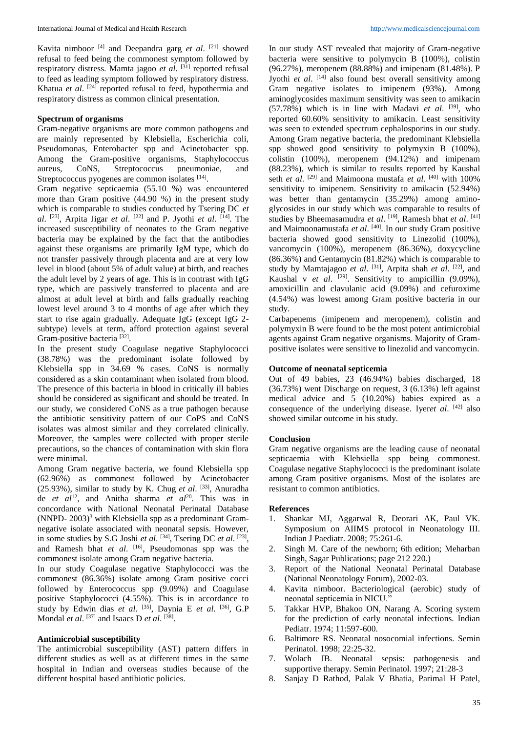Kavita nimboor [4] and Deependra garg *et al*. [21] showed refusal to feed being the commonest symptom followed by respiratory distress. Mamta jagoo *et al*. [31] reported refusal to feed as leading symptom followed by respiratory distress. Khatua *et al*. [24] reported refusal to feed, hypothermia and respiratory distress as common clinical presentation.

### Spectrum of organisms

Gram-negative organisms are more common pathogens and are mainly represented by Klebsiella, Escherichia coli, Pseudomonas, Enterobacter spp and Acinetobacter spp. Among the Gram-positive organisms, Staphylococcus aureus, CoNS, Streptococcus pneumoniae, and Streptococcus pyogenes are common isolates [14].

Gram negative septicaemia (55.10 %) was encountered more than Gram positive (44.90 %) in the present study which is comparable to studies conducted by Tsering DC *et al*. [23], Arpita Jigar *et al*. [22] and P. Jyothi *et al*. [14]. The increased susceptibility of neonates to the Gram negative bacteria may be explained by the fact that the antibodies against these organisms are primarily IgM type, which do not transfer passively through placenta and are at very low level in blood (about 5% of adult value) at birth, and reaches the adult level by 2 years of age. This is in contrast with IgG type, which are passively transferred to placenta and are almost at adult level at birth and falls gradually reaching lowest level around 3 to 4 months of age after which they start to rise again gradually. Adequate IgG (except IgG 2-subtype) levels at term, afford protection against several Gram-positive bacteria [32].

In the present study Coagulase negative Staphylococci (38.78%) was the predominant isolate followed by Klebsiella spp in 34.69 % cases. CoNS is normally considered as a skin contaminant when isolated from blood. The presence of this bacteria in blood in critically ill babies should be considered as significant and should be treated. In our study, we considered CoNS as a true pathogen because the antibiotic sensitivity pattern of our CoPS and CoNS isolates was almost similar and they correlated clinically. Moreover, the samples were collected with proper sterile precautions, so the chances of contamination with skin flora were minimal.

Among Gram negative bacteria, we found Klebsiella spp (62.96%) as commonest followed by Acinetobacter (25.93%), similar to study by K. Chug *et al*. [33], Anuradha de *et al*[12], and Anitha sharma *et al*[20]. This was in concordance with National Neonatal Perinatal Database (NNPD- 2003)[3] with Klebsiella spp as a predominant Gram-negative isolate associated with neonatal sepsis. However, in some studies by S.G Joshi *et al*. [34], Tsering DC *et al*. [23], and Ramesh bhat *et al*. [16], Pseudomonas spp was the commonest isolate among Gram negative bacteria.

In our study Coagulase negative Staphylococci was the commonest (86.36%) isolate among Gram positive cocci followed by Enterococcus spp (9.09%) and Coagulase positive Staphylococci (4.55%). This is in accordance to study by Edwin dias *et al*. [35], Daynia E *et al*. [36], G.P Mondal *et al*. [37] and Isaacs D *et al*. [38].

### Antimicrobial susceptibility

The antimicrobial susceptibility (AST) pattern differs in different studies as well as at different times in the same hospital in Indian and overseas studies because of the different hospital based antibiotic policies.

In our study AST revealed that majority of Gram-negative bacteria were sensitive to polymycin B (100%), colistin (96.27%), meropenem (88.88%) and imipenam (81.48%). P Jyothi *et al*. [14] also found best overall sensitivity among Gram negative isolates to imipenem (93%). Among aminoglycosides maximum sensitivity was seen to amikacin (57.78%) which is in line with Madavi *et al*. [39], who reported 60.60% sensitivity to amikacin. Least sensitivity was seen to extended spectrum cephalosporins in our study. Among Gram negative bacteria, the predominant Klebsiella spp showed good sensitivity to polymyxin B (100%), colistin (100%), meropenem (94.12%) and imipenam (88.23%), which is similar to results reported by Kaushal seth *et al*. [29] and Maimoona mustafa *et al*. [40] with 100% sensitivity to imipenem. Sensitivity to amikacin (52.94%) was better than gentamycin (35.29%) among amino-glycosides in our study which was comparable to results of studies by Bheemasamudra *et al*. [19], Ramesh bhat *et al*. [41] and Maimoonamustafa *et al*. [40]. In our study Gram positive bacteria showed good sensitivity to Linezolid (100%), vancomycin (100%), meropenem (86.36%), doxycycline (86.36%) and Gentamycin (81.82%) which is comparable to study by Mamtajagoo *et al*. [31], Arpita shah *et al*. [22], and Kaushal v *et al*. [29]. Sensitivity to ampicillin (9.09%), amoxicillin and clavulanic acid (9.09%) and cefuroxime (4.54%) was lowest among Gram positive bacteria in our study.

Carbapenems (imipenem and meropenem), colistin and polymyxin B were found to be the most potent antimicrobial agents against Gram negative organisms. Majority of Gram-positive isolates were sensitive to linezolid and vancomycin.

### Outcome of neonatal septicemia

Out of 49 babies, 23 (46.94%) babies discharged, 18 (36.73%) went Discharge on request, 3 (6.13%) left against medical advice and 5 (10.20%) babies expired as a consequence of the underlying disease. Iyer*et al*. [42] also showed similar outcome in his study.

### Conclusion

Gram negative organisms are the leading cause of neonatal septicaemia with Klebsiella spp being commonest. Coagulase negative Staphylococci is the predominant isolate among Gram positive organisms. Most of the isolates are resistant to common antibiotics.

### References

1. Shankar MJ, Aggarwal R, Deorari AK, Paul VK. Symposium on AIIMS protocol in Neonatology III. Indian J Paediatr. 2008; 75:261-6.
2. Singh M. Care of the newborn; 6th edition; Meharban Singh, Sagar Publications; page 212 220.)
3. Report of the National Neonatal Perinatal Database (National Neonatology Forum), 2002-03.
4. Kavita nimboor. Bacteriological (aerobic) study of neonatal septicemia in NICU."
5. Takkar HVP, Bhakoo ON, Narang A. Scoring system for the prediction of early neonatal infections. Indian Pediatr. 1974; 11:597-600.
6. Baltimore RS. Neonatal nosocomial infections. Semin Perinatol. 1998; 22:25-32.
7. Wolach JB. Neonatal sepsis: pathogenesis and supportive therapy. Semin Perinatol. 1997; 21:28-3
8. Sanjay D Rathod, Palak V Bhatia, Parimal H Patel,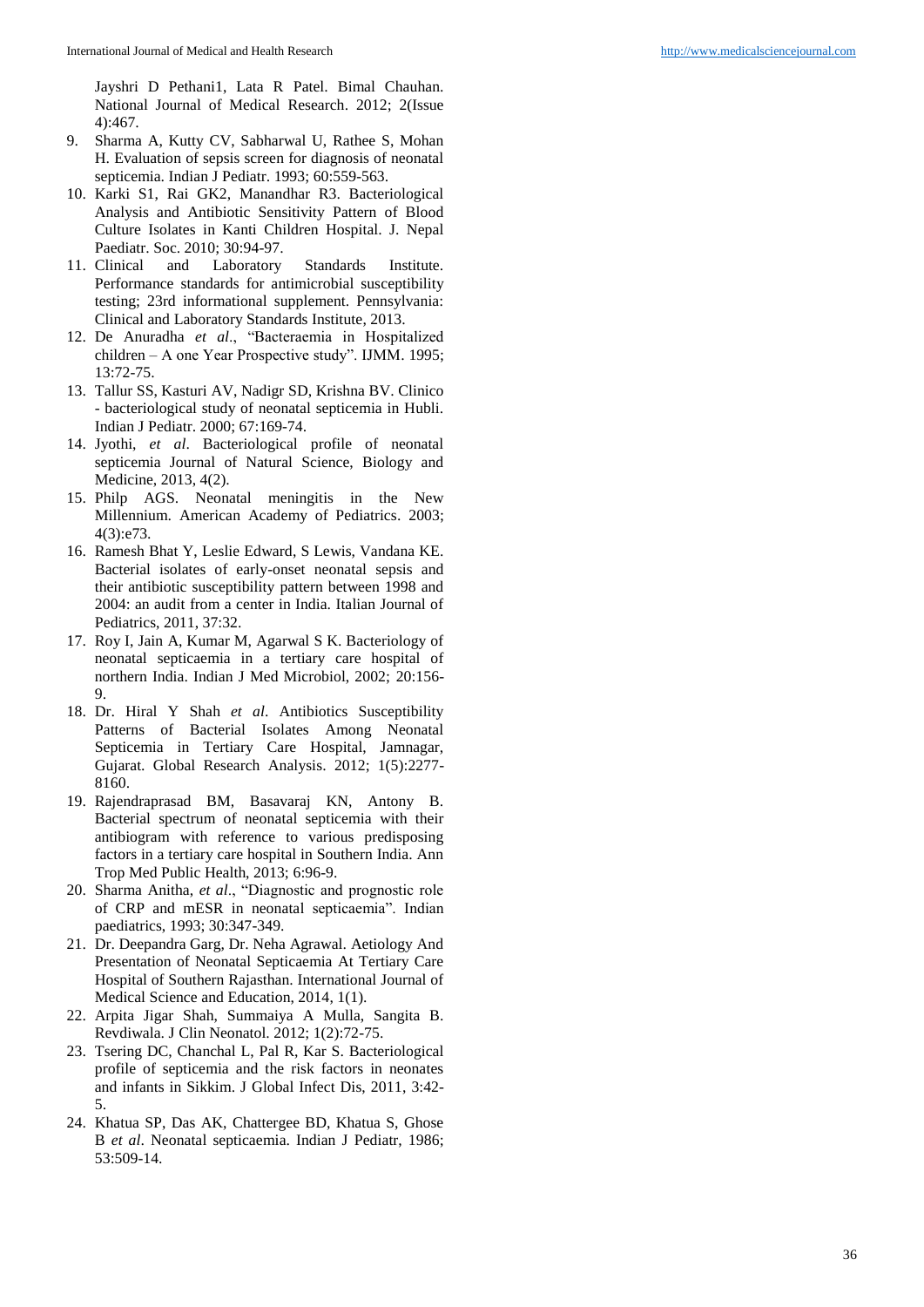Jayshri D Pethani1, Lata R Patel. Bimal Chauhan. National Journal of Medical Research. 2012; 2(Issue 4):467.

9. Sharma A, Kutty CV, Sabharwal U, Rathee S, Mohan H. Evaluation of sepsis screen for diagnosis of neonatal septicemia. Indian J Pediatr. 1993; 60:559-563.
10. Karki S1, Rai GK2, Manandhar R3. Bacteriological Analysis and Antibiotic Sensitivity Pattern of Blood Culture Isolates in Kanti Children Hospital. J. Nepal Paediatr. Soc. 2010; 30:94-97.
11. Clinical and Laboratory Standards Institute. Performance standards for antimicrobial susceptibility testing; 23rd informational supplement. Pennsylvania: Clinical and Laboratory Standards Institute, 2013.
12. De Anuradha *et al*., "Bacteraemia in Hospitalized children – A one Year Prospective study". IJMM. 1995; 13:72-75.
13. Tallur SS, Kasturi AV, Nadigr SD, Krishna BV. Clinico - bacteriological study of neonatal septicemia in Hubli. Indian J Pediatr. 2000; 67:169-74.
14. Jyothi, *et al*. Bacteriological profile of neonatal septicemia Journal of Natural Science, Biology and Medicine, 2013, 4(2).
15. Philp AGS. Neonatal meningitis in the New Millennium. American Academy of Pediatrics. 2003; 4(3):e73.
16. Ramesh Bhat Y, Leslie Edward, S Lewis, Vandana KE. Bacterial isolates of early-onset neonatal sepsis and their antibiotic susceptibility pattern between 1998 and 2004: an audit from a center in India. Italian Journal of Pediatrics, 2011, 37:32.
17. Roy I, Jain A, Kumar M, Agarwal S K. Bacteriology of neonatal septicaemia in a tertiary care hospital of northern India. Indian J Med Microbiol, 2002; 20:156-9.
18. Dr. Hiral Y Shah *et al*. Antibiotics Susceptibility Patterns of Bacterial Isolates Among Neonatal Septicemia in Tertiary Care Hospital, Jamnagar, Gujarat. Global Research Analysis. 2012; 1(5):2277-8160.
19. Rajendraprasad BM, Basavaraj KN, Antony B. Bacterial spectrum of neonatal septicemia with their antibiogram with reference to various predisposing factors in a tertiary care hospital in Southern India. Ann Trop Med Public Health, 2013; 6:96-9.
20. Sharma Anitha, *et al*., "Diagnostic and prognostic role of CRP and mESR in neonatal septicaemia". Indian paediatrics, 1993; 30:347-349.
21. Dr. Deepandra Garg, Dr. Neha Agrawal. Aetiology And Presentation of Neonatal Septicaemia At Tertiary Care Hospital of Southern Rajasthan. International Journal of Medical Science and Education, 2014, 1(1).
22. Arpita Jigar Shah, Summaiya A Mulla, Sangita B. Revdiwala. J Clin Neonatol. 2012; 1(2):72-75.
23. Tsering DC, Chanchal L, Pal R, Kar S. Bacteriological profile of septicemia and the risk factors in neonates and infants in Sikkim. J Global Infect Dis, 2011, 3:42-5.
24. Khatua SP, Das AK, Chattergee BD, Khatua S, Ghose B *et al*. Neonatal septicaemia. Indian J Pediatr, 1986; 53:509-14.